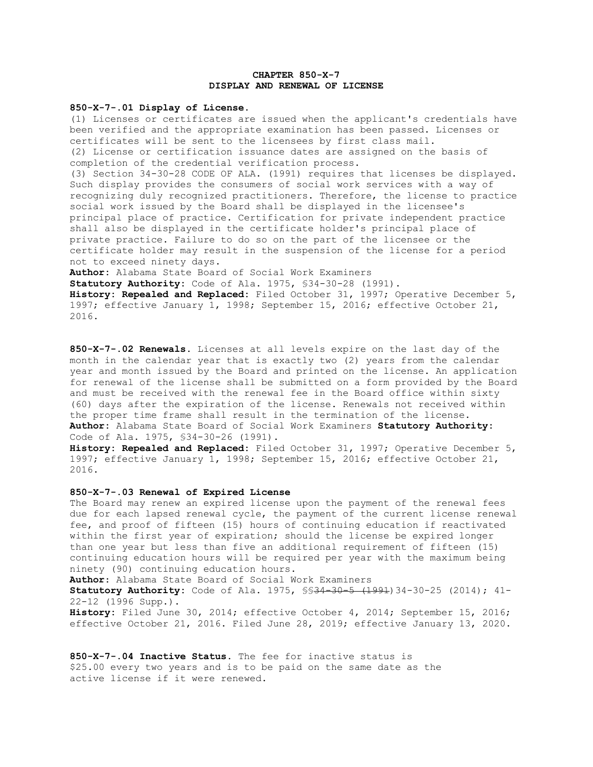# CHAPTER 850-X-7
# DISPLAY AND RENEWAL OF LICENSE

**850-X-7-.01 Display of License.**

(1) Licenses or certificates are issued when the applicant's credentials have been verified and the appropriate examination has been passed. Licenses or certificates will be sent to the licensees by first class mail.

(2) License or certification issuance dates are assigned on the basis of completion of the credential verification process.

(3) Section 34-30-28 CODE OF ALA. (1991) requires that licenses be displayed. Such display provides the consumers of social work services with a way of recognizing duly recognized practitioners. Therefore, the license to practice social work issued by the Board shall be displayed in the licensee's principal place of practice. Certification for private independent practice shall also be displayed in the certificate holder's principal place of private practice. Failure to do so on the part of the licensee or the certificate holder may result in the suspension of the license for a period not to exceed ninety days.

**Author:** Alabama State Board of Social Work Examiners
**Statutory Authority:** Code of Ala. 1975, §34-30-28 (1991).
**History: Repealed and Replaced:** Filed October 31, 1997; Operative December 5, 1997; effective January 1, 1998; September 15, 2016; effective October 21, 2016.

**850-X-7-.02 Renewals.** Licenses at all levels expire on the last day of the month in the calendar year that is exactly two (2) years from the calendar year and month issued by the Board and printed on the license. An application for renewal of the license shall be submitted on a form provided by the Board and must be received with the renewal fee in the Board office within sixty (60) days after the expiration of the license. Renewals not received within the proper time frame shall result in the termination of the license.
**Author:** Alabama State Board of Social Work Examiners **Statutory Authority:** Code of Ala. 1975, §34-30-26 (1991).
**History: Repealed and Replaced:** Filed October 31, 1997; Operative December 5, 1997; effective January 1, 1998; September 15, 2016; effective October 21, 2016.

**850-X-7-.03 Renewal of Expired License**

The Board may renew an expired license upon the payment of the renewal fees due for each lapsed renewal cycle, the payment of the current license renewal fee, and proof of fifteen (15) hours of continuing education if reactivated within the first year of expiration; should the license be expired longer than one year but less than five an additional requirement of fifteen (15) continuing education hours will be required per year with the maximum being ninety (90) continuing education hours.

**Author:** Alabama State Board of Social Work Examiners
**Statutory Authority:** Code of Ala. 1975, §§~~34-30-5 (1991)~~34-30-25 (2014); 41-22-12 (1996 Supp.).
**History:** Filed June 30, 2014; effective October 4, 2014; September 15, 2016; effective October 21, 2016. Filed June 28, 2019; effective January 13, 2020.

**850-X-7-.04 Inactive Status.** The fee for inactive status is $25.00 every two years and is to be paid on the same date as the active license if it were renewed.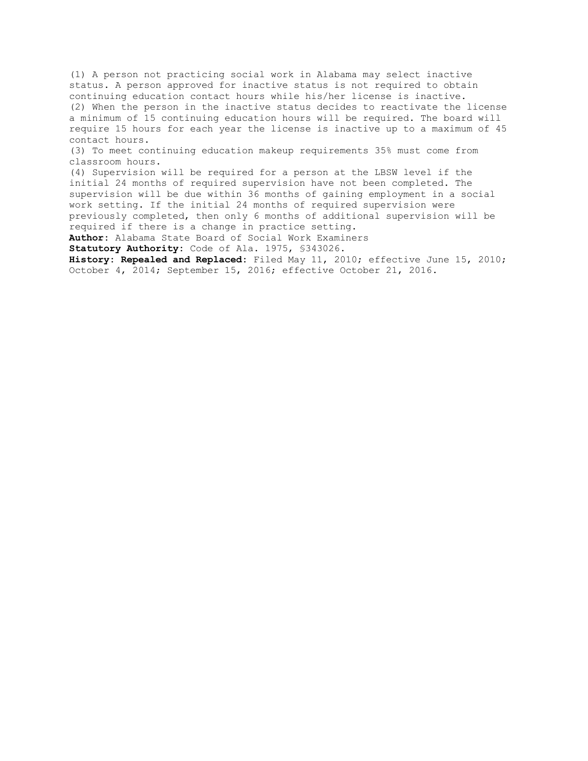(1) A person not practicing social work in Alabama may select inactive status. A person approved for inactive status is not required to obtain continuing education contact hours while his/her license is inactive.

(2) When the person in the inactive status decides to reactivate the license a minimum of 15 continuing education hours will be required. The board will require 15 hours for each year the license is inactive up to a maximum of 45 contact hours.

(3) To meet continuing education makeup requirements 35% must come from classroom hours.

(4) Supervision will be required for a person at the LBSW level if the initial 24 months of required supervision have not been completed. The supervision will be due within 36 months of gaining employment in a social work setting. If the initial 24 months of required supervision were previously completed, then only 6 months of additional supervision will be required if there is a change in practice setting.

**Author:** Alabama State Board of Social Work Examiners

**Statutory Authority:** Code of Ala. 1975, §343026.

**History: Repealed and Replaced:** Filed May 11, 2010; effective June 15, 2010; October 4, 2014; September 15, 2016; effective October 21, 2016.